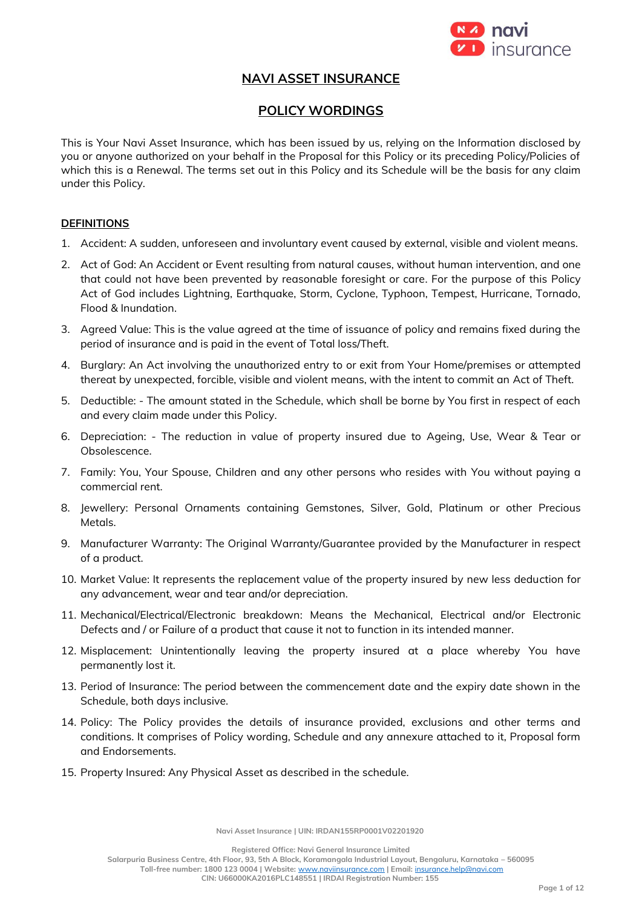# NAVI ASSET INSURANCE

## POLICY WORDINGS

This is Your Navi Asset Insurance, which has been issued by us, relying on the Information disclosed by you or anyone authorized on your behalf in the Proposal for this Policy or its preceding Policy/Policies of which this is a Renewal. The terms set out in this Policy and its Schedule will be the basis for any claim under this Policy.

### DEFINITIONS

1. Accident: A sudden, unforeseen and involuntary event caused by external, visible and violent means.
2. Act of God: An Accident or Event resulting from natural causes, without human intervention, and one that could not have been prevented by reasonable foresight or care. For the purpose of this Policy Act of God includes Lightning, Earthquake, Storm, Cyclone, Typhoon, Tempest, Hurricane, Tornado, Flood & Inundation.
3. Agreed Value: This is the value agreed at the time of issuance of policy and remains fixed during the period of insurance and is paid in the event of Total loss/Theft.
4. Burglary: An Act involving the unauthorized entry to or exit from Your Home/premises or attempted thereat by unexpected, forcible, visible and violent means, with the intent to commit an Act of Theft.
5. Deductible: - The amount stated in the Schedule, which shall be borne by You first in respect of each and every claim made under this Policy.
6. Depreciation: - The reduction in value of property insured due to Ageing, Use, Wear & Tear or Obsolescence.
7. Family: You, Your Spouse, Children and any other persons who resides with You without paying a commercial rent.
8. Jewellery: Personal Ornaments containing Gemstones, Silver, Gold, Platinum or other Precious Metals.
9. Manufacturer Warranty: The Original Warranty/Guarantee provided by the Manufacturer in respect of a product.
10. Market Value: It represents the replacement value of the property insured by new less deduction for any advancement, wear and tear and/or depreciation.
11. Mechanical/Electrical/Electronic breakdown: Means the Mechanical, Electrical and/or Electronic Defects and / or Failure of a product that cause it not to function in its intended manner.
12. Misplacement: Unintentionally leaving the property insured at a place whereby You have permanently lost it.
13. Period of Insurance: The period between the commencement date and the expiry date shown in the Schedule, both days inclusive.
14. Policy: The Policy provides the details of insurance provided, exclusions and other terms and conditions. It comprises of Policy wording, Schedule and any annexure attached to it, Proposal form and Endorsements.
15. Property Insured: Any Physical Asset as described in the schedule.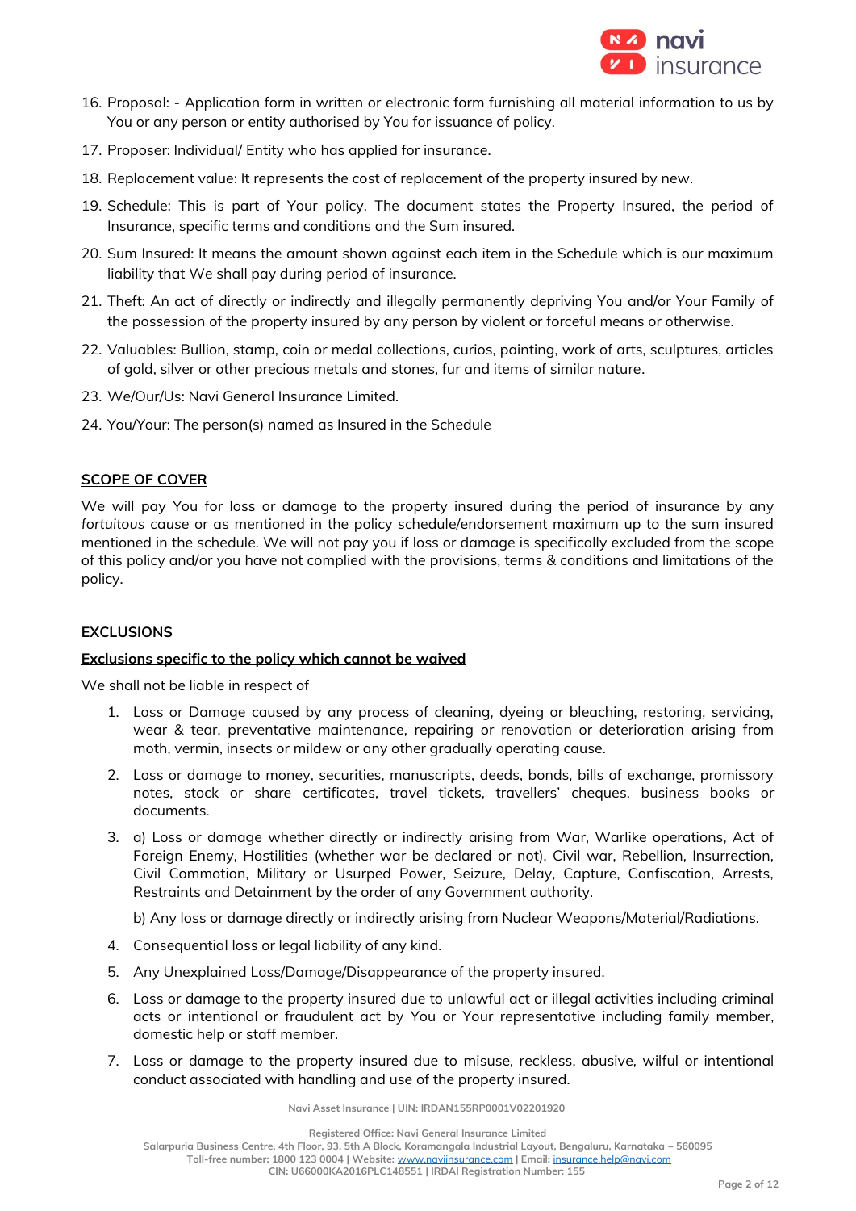16. Proposal: - Application form in written or electronic form furnishing all material information to us by You or any person or entity authorised by You for issuance of policy.
17. Proposer: Individual/ Entity who has applied for insurance.
18. Replacement value: It represents the cost of replacement of the property insured by new.
19. Schedule: This is part of Your policy. The document states the Property Insured, the period of Insurance, specific terms and conditions and the Sum insured.
20. Sum Insured: It means the amount shown against each item in the Schedule which is our maximum liability that We shall pay during period of insurance.
21. Theft: An act of directly or indirectly and illegally permanently depriving You and/or Your Family of the possession of the property insured by any person by violent or forceful means or otherwise.
22. Valuables: Bullion, stamp, coin or medal collections, curios, painting, work of arts, sculptures, articles of gold, silver or other precious metals and stones, fur and items of similar nature.
23. We/Our/Us: Navi General Insurance Limited.
24. You/Your: The person(s) named as Insured in the Schedule

## SCOPE OF COVER

We will pay You for loss or damage to the property insured during the period of insurance by any *fortuitous cause* or as mentioned in the policy schedule/endorsement maximum up to the sum insured mentioned in the schedule. We will not pay you if loss or damage is specifically excluded from the scope of this policy and/or you have not complied with the provisions, terms & conditions and limitations of the policy.

## EXCLUSIONS

### Exclusions specific to the policy which cannot be waived

We shall not be liable in respect of

1. Loss or Damage caused by any process of cleaning, dyeing or bleaching, restoring, servicing, wear & tear, preventative maintenance, repairing or renovation or deterioration arising from moth, vermin, insects or mildew or any other gradually operating cause.
2. Loss or damage to money, securities, manuscripts, deeds, bonds, bills of exchange, promissory notes, stock or share certificates, travel tickets, travellers' cheques, business books or documents.
3. a) Loss or damage whether directly or indirectly arising from War, Warlike operations, Act of Foreign Enemy, Hostilities (whether war be declared or not), Civil war, Rebellion, Insurrection, Civil Commotion, Military or Usurped Power, Seizure, Delay, Capture, Confiscation, Arrests, Restraints and Detainment by the order of any Government authority.

   b) Any loss or damage directly or indirectly arising from Nuclear Weapons/Material/Radiations.
4. Consequential loss or legal liability of any kind.
5. Any Unexplained Loss/Damage/Disappearance of the property insured.
6. Loss or damage to the property insured due to unlawful act or illegal activities including criminal acts or intentional or fraudulent act by You or Your representative including family member, domestic help or staff member.
7. Loss or damage to the property insured due to misuse, reckless, abusive, wilful or intentional conduct associated with handling and use of the property insured.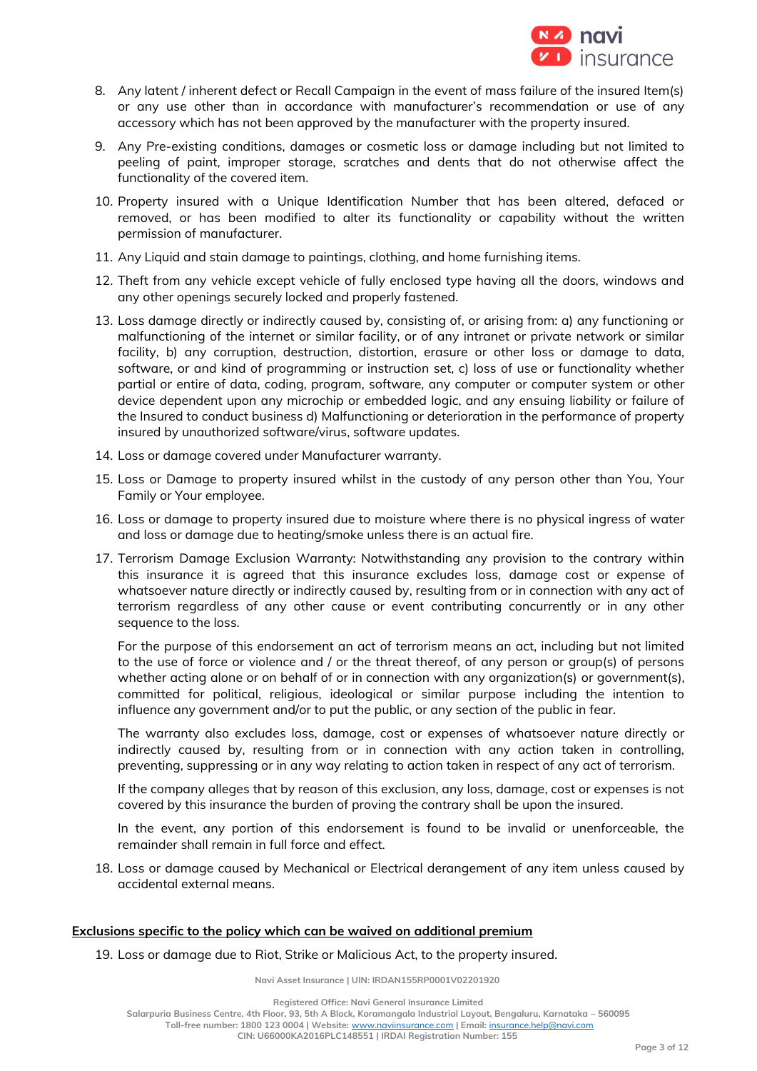8. Any latent / inherent defect or Recall Campaign in the event of mass failure of the insured Item(s) or any use other than in accordance with manufacturer's recommendation or use of any accessory which has not been approved by the manufacturer with the property insured.
9. Any Pre-existing conditions, damages or cosmetic loss or damage including but not limited to peeling of paint, improper storage, scratches and dents that do not otherwise affect the functionality of the covered item.
10. Property insured with a Unique Identification Number that has been altered, defaced or removed, or has been modified to alter its functionality or capability without the written permission of manufacturer.
11. Any Liquid and stain damage to paintings, clothing, and home furnishing items.
12. Theft from any vehicle except vehicle of fully enclosed type having all the doors, windows and any other openings securely locked and properly fastened.
13. Loss damage directly or indirectly caused by, consisting of, or arising from: a) any functioning or malfunctioning of the internet or similar facility, or of any intranet or private network or similar facility, b) any corruption, destruction, distortion, erasure or other loss or damage to data, software, or and kind of programming or instruction set, c) loss of use or functionality whether partial or entire of data, coding, program, software, any computer or computer system or other device dependent upon any microchip or embedded logic, and any ensuing liability or failure of the Insured to conduct business d) Malfunctioning or deterioration in the performance of property insured by unauthorized software/virus, software updates.
14. Loss or damage covered under Manufacturer warranty.
15. Loss or Damage to property insured whilst in the custody of any person other than You, Your Family or Your employee.
16. Loss or damage to property insured due to moisture where there is no physical ingress of water and loss or damage due to heating/smoke unless there is an actual fire.
17. Terrorism Damage Exclusion Warranty: Notwithstanding any provision to the contrary within this insurance it is agreed that this insurance excludes loss, damage cost or expense of whatsoever nature directly or indirectly caused by, resulting from or in connection with any act of terrorism regardless of any other cause or event contributing concurrently or in any other sequence to the loss.

    For the purpose of this endorsement an act of terrorism means an act, including but not limited to the use of force or violence and / or the threat thereof, of any person or group(s) of persons whether acting alone or on behalf of or in connection with any organization(s) or government(s), committed for political, religious, ideological or similar purpose including the intention to influence any government and/or to put the public, or any section of the public in fear.

    The warranty also excludes loss, damage, cost or expenses of whatsoever nature directly or indirectly caused by, resulting from or in connection with any action taken in controlling, preventing, suppressing or in any way relating to action taken in respect of any act of terrorism.

    If the company alleges that by reason of this exclusion, any loss, damage, cost or expenses is not covered by this insurance the burden of proving the contrary shall be upon the insured.

    In the event, any portion of this endorsement is found to be invalid or unenforceable, the remainder shall remain in full force and effect.
18. Loss or damage caused by Mechanical or Electrical derangement of any item unless caused by accidental external means.

**<u>Exclusions specific to the policy which can be waived on additional premium</u>**

19. Loss or damage due to Riot, Strike or Malicious Act, to the property insured.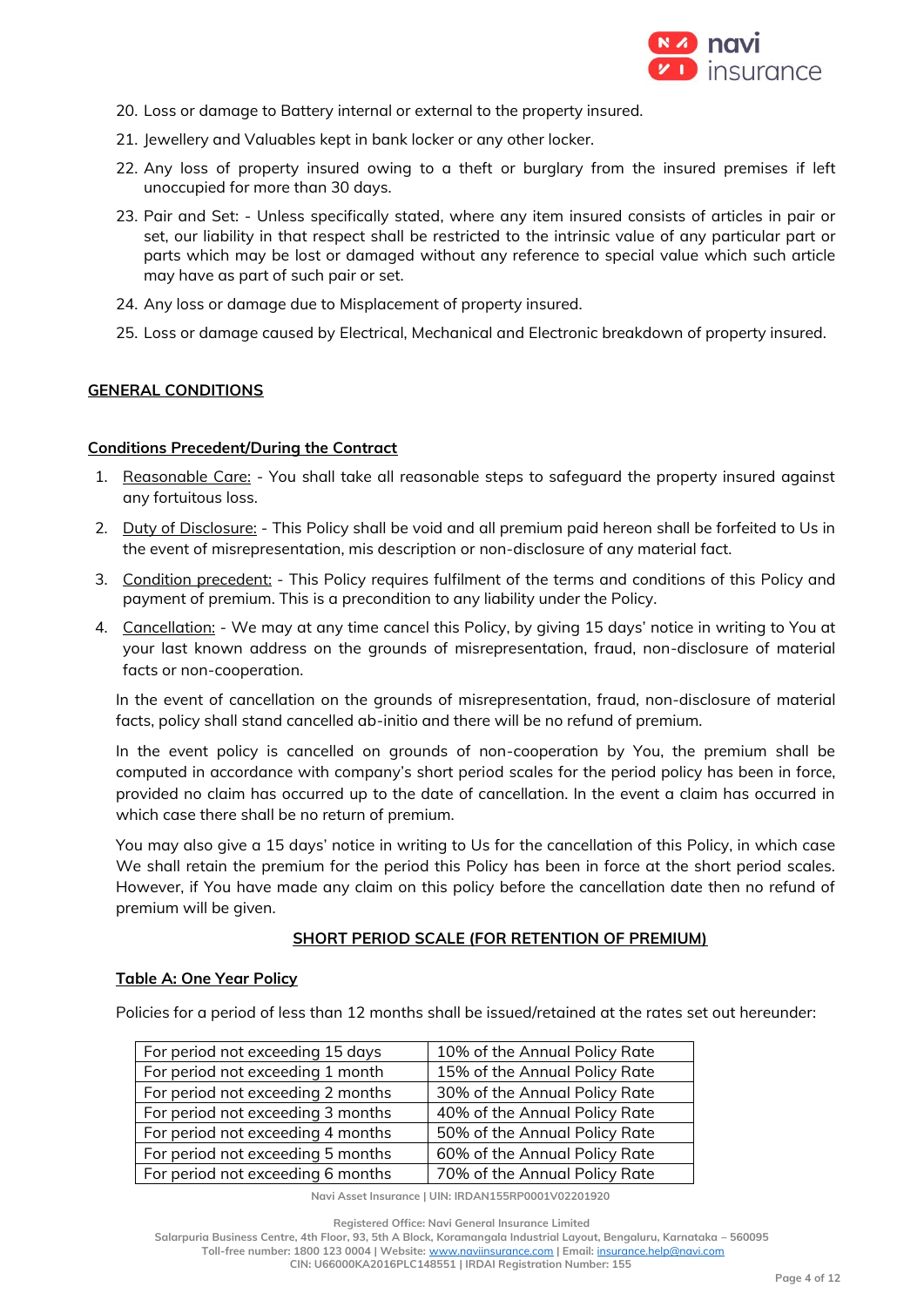20. Loss or damage to Battery internal or external to the property insured.
21. Jewellery and Valuables kept in bank locker or any other locker.
22. Any loss of property insured owing to a theft or burglary from the insured premises if left unoccupied for more than 30 days.
23. Pair and Set: - Unless specifically stated, where any item insured consists of articles in pair or set, our liability in that respect shall be restricted to the intrinsic value of any particular part or parts which may be lost or damaged without any reference to special value which such article may have as part of such pair or set.
24. Any loss or damage due to Misplacement of property insured.
25. Loss or damage caused by Electrical, Mechanical and Electronic breakdown of property insured.

## GENERAL CONDITIONS

### Conditions Precedent/During the Contract

1. Reasonable Care: - You shall take all reasonable steps to safeguard the property insured against any fortuitous loss.
2. Duty of Disclosure: - This Policy shall be void and all premium paid hereon shall be forfeited to Us in the event of misrepresentation, mis description or non-disclosure of any material fact.
3. Condition precedent: - This Policy requires fulfilment of the terms and conditions of this Policy and payment of premium. This is a precondition to any liability under the Policy.
4. Cancellation: - We may at any time cancel this Policy, by giving 15 days' notice in writing to You at your last known address on the grounds of misrepresentation, fraud, non-disclosure of material facts or non-cooperation.

   In the event of cancellation on the grounds of misrepresentation, fraud, non-disclosure of material facts, policy shall stand cancelled ab-initio and there will be no refund of premium.

   In the event policy is cancelled on grounds of non-cooperation by You, the premium shall be computed in accordance with company's short period scales for the period policy has been in force, provided no claim has occurred up to the date of cancellation. In the event a claim has occurred in which case there shall be no return of premium.

   You may also give a 15 days' notice in writing to Us for the cancellation of this Policy, in which case We shall retain the premium for the period this Policy has been in force at the short period scales. However, if You have made any claim on this policy before the cancellation date then no refund of premium will be given.

#### SHORT PERIOD SCALE (FOR RETENTION OF PREMIUM)

**Table A: One Year Policy**

Policies for a period of less than 12 months shall be issued/retained at the rates set out hereunder:

| | |
|---|---|
| For period not exceeding 15 days | 10% of the Annual Policy Rate |
| For period not exceeding 1 month | 15% of the Annual Policy Rate |
| For period not exceeding 2 months | 30% of the Annual Policy Rate |
| For period not exceeding 3 months | 40% of the Annual Policy Rate |
| For period not exceeding 4 months | 50% of the Annual Policy Rate |
| For period not exceeding 5 months | 60% of the Annual Policy Rate |
| For period not exceeding 6 months | 70% of the Annual Policy Rate |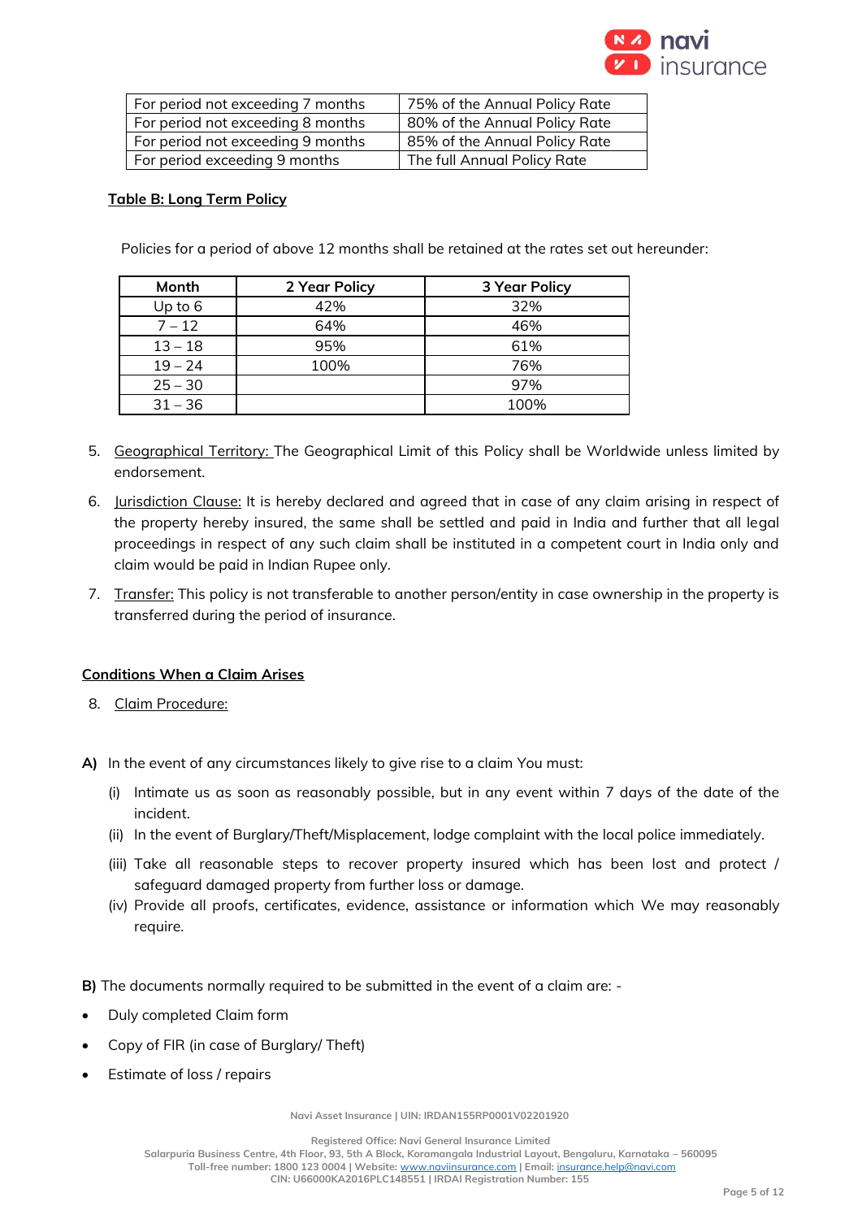| For period not exceeding 7 months | 75% of the Annual Policy Rate |
|---|---|
| For period not exceeding 8 months | 80% of the Annual Policy Rate |
| For period not exceeding 9 months | 85% of the Annual Policy Rate |
| For period exceeding 9 months | The full Annual Policy Rate |

**Table B: Long Term Policy**

Policies for a period of above 12 months shall be retained at the rates set out hereunder:

| Month | 2 Year Policy | 3 Year Policy |
|---|---|---|
| Up to 6 | 42% | 32% |
| 7 – 12 | 64% | 46% |
| 13 – 18 | 95% | 61% |
| 19 – 24 | 100% | 76% |
| 25 – 30 | | 97% |
| 31 – 36 | | 100% |

5. Geographical Territory: The Geographical Limit of this Policy shall be Worldwide unless limited by endorsement.
6. Jurisdiction Clause: It is hereby declared and agreed that in case of any claim arising in respect of the property hereby insured, the same shall be settled and paid in India and further that all legal proceedings in respect of any such claim shall be instituted in a competent court in India only and claim would be paid in Indian Rupee only.
7. Transfer: This policy is not transferable to another person/entity in case ownership in the property is transferred during the period of insurance.

**Conditions When a Claim Arises**

8. Claim Procedure:

**A)** In the event of any circumstances likely to give rise to a claim You must:

(i) Intimate us as soon as reasonably possible, but in any event within 7 days of the date of the incident.
(ii) In the event of Burglary/Theft/Misplacement, lodge complaint with the local police immediately.
(iii) Take all reasonable steps to recover property insured which has been lost and protect / safeguard damaged property from further loss or damage.
(iv) Provide all proofs, certificates, evidence, assistance or information which We may reasonably require.

**B)** The documents normally required to be submitted in the event of a claim are: -

- Duly completed Claim form
- Copy of FIR (in case of Burglary/ Theft)
- Estimate of loss / repairs

Navi Asset Insurance | UIN: IRDAN155RP0001V02201920

Registered Office: Navi General Insurance Limited
Salarpuria Business Centre, 4th Floor, 93, 5th A Block, Koramangala Industrial Layout, Bengaluru, Karnataka – 560095
Toll-free number: 1800 123 0004 | Website: www.naviinsurance.com | Email: insurance.help@navi.com
CIN: U66000KA2016PLC148551 | IRDAI Registration Number: 155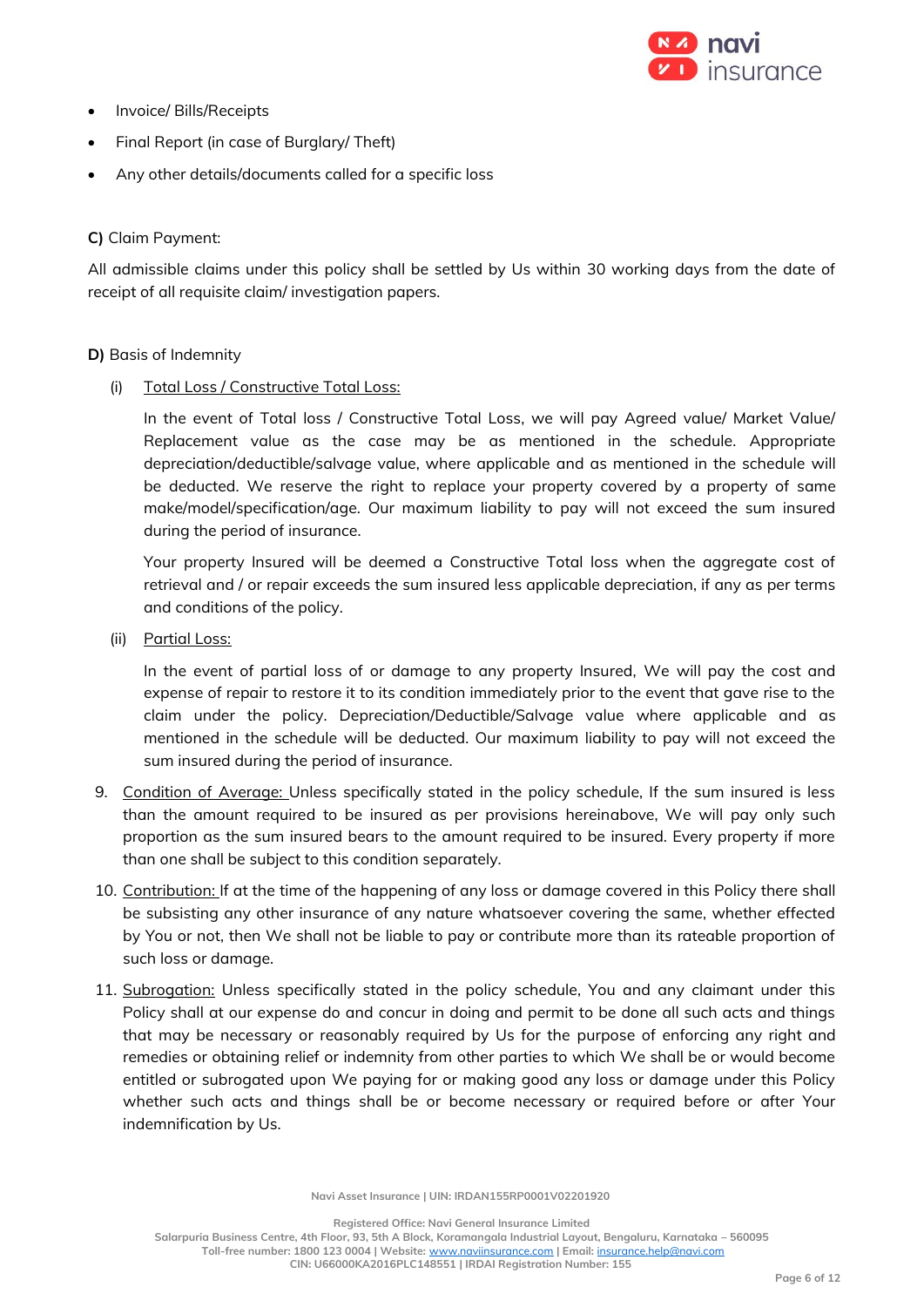- Invoice/ Bills/Receipts
- Final Report (in case of Burglary/ Theft)
- Any other details/documents called for a specific loss

**C)** Claim Payment:

All admissible claims under this policy shall be settled by Us within 30 working days from the date of receipt of all requisite claim/ investigation papers.

**D)** Basis of Indemnity

(i) Total Loss / Constructive Total Loss:

In the event of Total loss / Constructive Total Loss, we will pay Agreed value/ Market Value/ Replacement value as the case may be as mentioned in the schedule. Appropriate depreciation/deductible/salvage value, where applicable and as mentioned in the schedule will be deducted. We reserve the right to replace your property covered by a property of same make/model/specification/age. Our maximum liability to pay will not exceed the sum insured during the period of insurance.

Your property Insured will be deemed a Constructive Total loss when the aggregate cost of retrieval and / or repair exceeds the sum insured less applicable depreciation, if any as per terms and conditions of the policy.

(ii) Partial Loss:

In the event of partial loss of or damage to any property Insured, We will pay the cost and expense of repair to restore it to its condition immediately prior to the event that gave rise to the claim under the policy. Depreciation/Deductible/Salvage value where applicable and as mentioned in the schedule will be deducted. Our maximum liability to pay will not exceed the sum insured during the period of insurance.

9. Condition of Average: Unless specifically stated in the policy schedule, If the sum insured is less than the amount required to be insured as per provisions hereinabove, We will pay only such proportion as the sum insured bears to the amount required to be insured. Every property if more than one shall be subject to this condition separately.
10. Contribution: If at the time of the happening of any loss or damage covered in this Policy there shall be subsisting any other insurance of any nature whatsoever covering the same, whether effected by You or not, then We shall not be liable to pay or contribute more than its rateable proportion of such loss or damage.
11. Subrogation: Unless specifically stated in the policy schedule, You and any claimant under this Policy shall at our expense do and concur in doing and permit to be done all such acts and things that may be necessary or reasonably required by Us for the purpose of enforcing any right and remedies or obtaining relief or indemnity from other parties to which We shall be or would become entitled or subrogated upon We paying for or making good any loss or damage under this Policy whether such acts and things shall be or become necessary or required before or after Your indemnification by Us.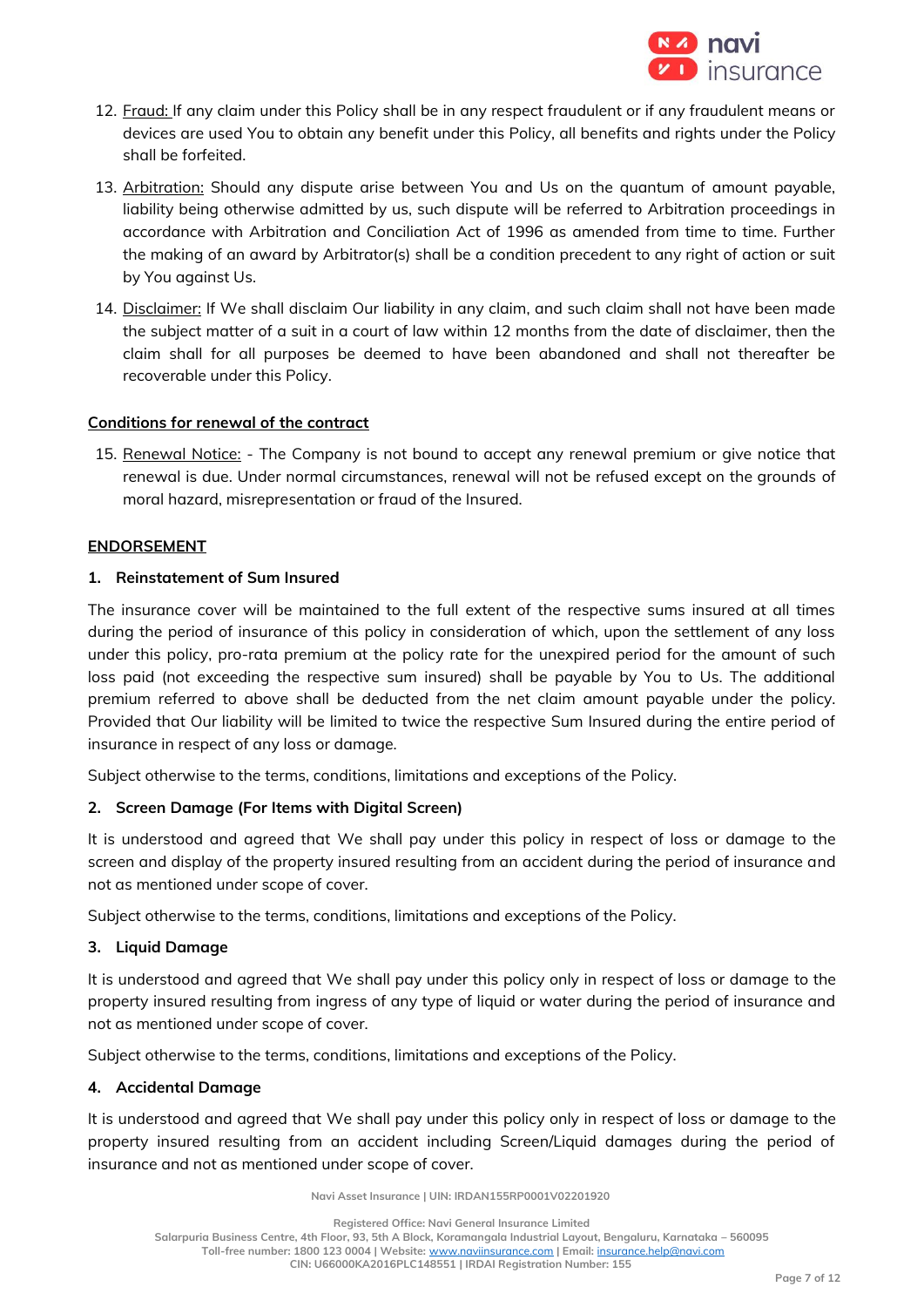12. <u>Fraud:</u> If any claim under this Policy shall be in any respect fraudulent or if any fraudulent means or devices are used You to obtain any benefit under this Policy, all benefits and rights under the Policy shall be forfeited.
13. <u>Arbitration:</u> Should any dispute arise between You and Us on the quantum of amount payable, liability being otherwise admitted by us, such dispute will be referred to Arbitration proceedings in accordance with Arbitration and Conciliation Act of 1996 as amended from time to time. Further the making of an award by Arbitrator(s) shall be a condition precedent to any right of action or suit by You against Us.
14. <u>Disclaimer:</u> If We shall disclaim Our liability in any claim, and such claim shall not have been made the subject matter of a suit in a court of law within 12 months from the date of disclaimer, then the claim shall for all purposes be deemed to have been abandoned and shall not thereafter be recoverable under this Policy.

**<u>Conditions for renewal of the contract</u>**

15. <u>Renewal Notice:</u> - The Company is not bound to accept any renewal premium or give notice that renewal is due. Under normal circumstances, renewal will not be refused except on the grounds of moral hazard, misrepresentation or fraud of the Insured.

**<u>ENDORSEMENT</u>**

**1. Reinstatement of Sum Insured**

The insurance cover will be maintained to the full extent of the respective sums insured at all times during the period of insurance of this policy in consideration of which, upon the settlement of any loss under this policy, pro-rata premium at the policy rate for the unexpired period for the amount of such loss paid (not exceeding the respective sum insured) shall be payable by You to Us. The additional premium referred to above shall be deducted from the net claim amount payable under the policy. Provided that Our liability will be limited to twice the respective Sum Insured during the entire period of insurance in respect of any loss or damage.

Subject otherwise to the terms, conditions, limitations and exceptions of the Policy.

**2. Screen Damage (For Items with Digital Screen)**

It is understood and agreed that We shall pay under this policy in respect of loss or damage to the screen and display of the property insured resulting from an accident during the period of insurance and not as mentioned under scope of cover.

Subject otherwise to the terms, conditions, limitations and exceptions of the Policy.

**3. Liquid Damage**

It is understood and agreed that We shall pay under this policy only in respect of loss or damage to the property insured resulting from ingress of any type of liquid or water during the period of insurance and not as mentioned under scope of cover.

Subject otherwise to the terms, conditions, limitations and exceptions of the Policy.

**4. Accidental Damage**

It is understood and agreed that We shall pay under this policy only in respect of loss or damage to the property insured resulting from an accident including Screen/Liquid damages during the period of insurance and not as mentioned under scope of cover.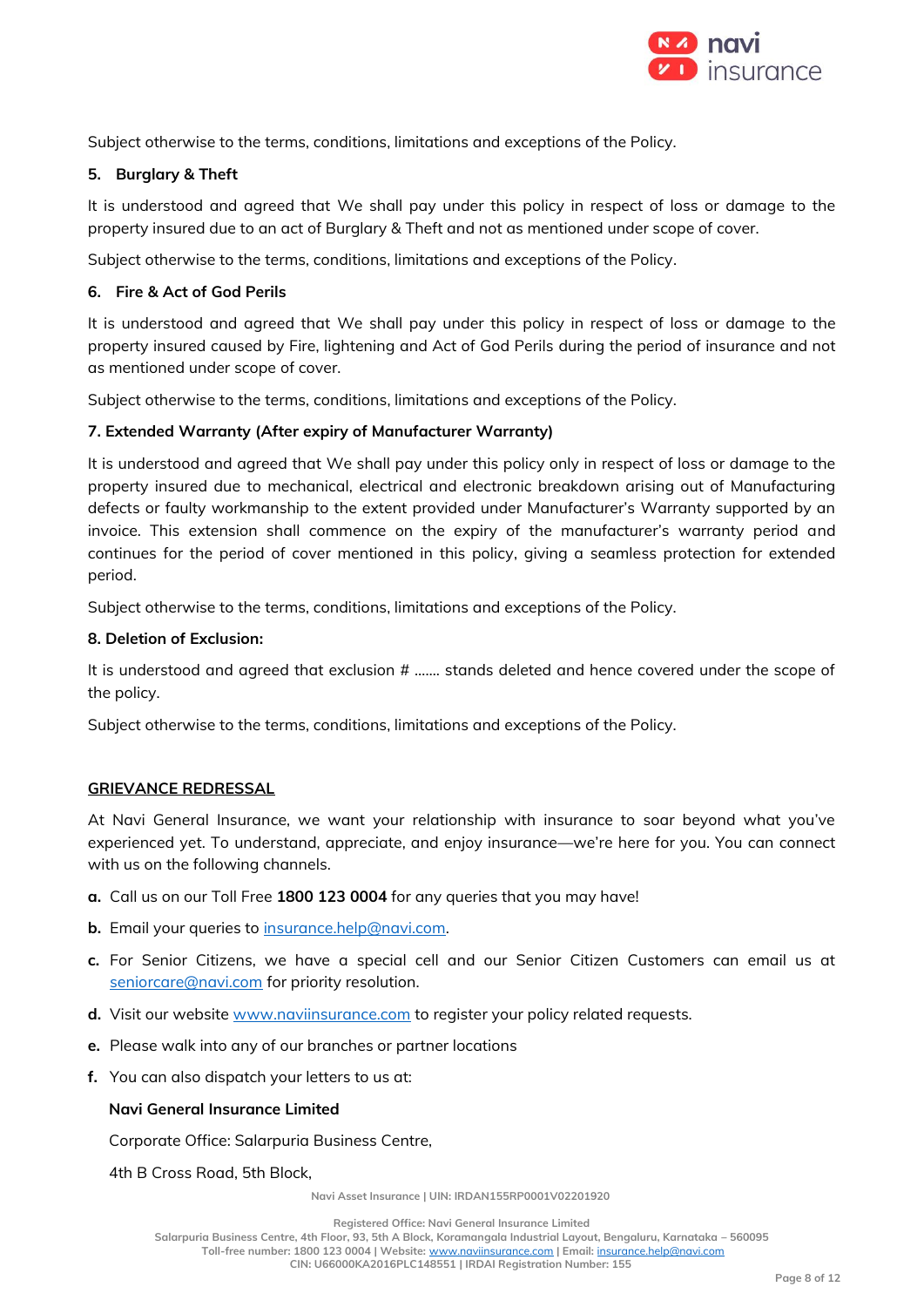Subject otherwise to the terms, conditions, limitations and exceptions of the Policy.

**5. Burglary & Theft**

It is understood and agreed that We shall pay under this policy in respect of loss or damage to the property insured due to an act of Burglary & Theft and not as mentioned under scope of cover.

Subject otherwise to the terms, conditions, limitations and exceptions of the Policy.

**6. Fire & Act of God Perils**

It is understood and agreed that We shall pay under this policy in respect of loss or damage to the property insured caused by Fire, lightening and Act of God Perils during the period of insurance and not as mentioned under scope of cover.

Subject otherwise to the terms, conditions, limitations and exceptions of the Policy.

**7. Extended Warranty (After expiry of Manufacturer Warranty)**

It is understood and agreed that We shall pay under this policy only in respect of loss or damage to the property insured due to mechanical, electrical and electronic breakdown arising out of Manufacturing defects or faulty workmanship to the extent provided under Manufacturer's Warranty supported by an invoice. This extension shall commence on the expiry of the manufacturer's warranty period and continues for the period of cover mentioned in this policy, giving a seamless protection for extended period.

Subject otherwise to the terms, conditions, limitations and exceptions of the Policy.

**8. Deletion of Exclusion:**

It is understood and agreed that exclusion # ....... stands deleted and hence covered under the scope of the policy.

Subject otherwise to the terms, conditions, limitations and exceptions of the Policy.

## GRIEVANCE REDRESSAL

At Navi General Insurance, we want your relationship with insurance to soar beyond what you've experienced yet. To understand, appreciate, and enjoy insurance—we're here for you. You can connect with us on the following channels.

**a.** Call us on our Toll Free **1800 123 0004** for any queries that you may have!

**b.** Email your queries to insurance.help@navi.com.

**c.** For Senior Citizens, we have a special cell and our Senior Citizen Customers can email us at seniorcare@navi.com for priority resolution.

**d.** Visit our website www.naviinsurance.com to register your policy related requests.

**e.** Please walk into any of our branches or partner locations

**f.** You can also dispatch your letters to us at:

**Navi General Insurance Limited**

Corporate Office: Salarpuria Business Centre,

4th B Cross Road, 5th Block,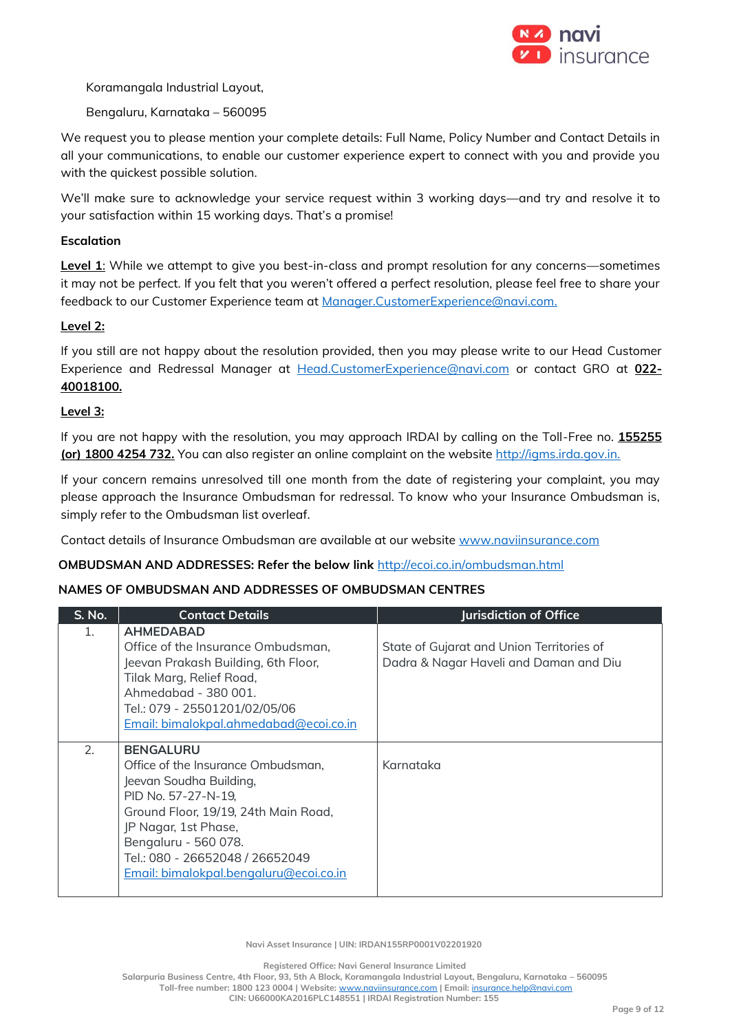Koramangala Industrial Layout,

Bengaluru, Karnataka – 560095

We request you to please mention your complete details: Full Name, Policy Number and Contact Details in all your communications, to enable our customer experience expert to connect with you and provide you with the quickest possible solution.

We'll make sure to acknowledge your service request within 3 working days—and try and resolve it to your satisfaction within 15 working days. That's a promise!

**Escalation**

**Level 1:** While we attempt to give you best-in-class and prompt resolution for any concerns—sometimes it may not be perfect. If you felt that you weren't offered a perfect resolution, please feel free to share your feedback to our Customer Experience team at Manager.CustomerExperience@navi.com.

**Level 2:**

If you still are not happy about the resolution provided, then you may please write to our Head Customer Experience and Redressal Manager at Head.CustomerExperience@navi.com or contact GRO at **022-40018100.**

**Level 3:**

If you are not happy with the resolution, you may approach IRDAI by calling on the Toll-Free no. **155255 (or) 1800 4254 732.** You can also register an online complaint on the website http://igms.irda.gov.in.

If your concern remains unresolved till one month from the date of registering your complaint, you may please approach the Insurance Ombudsman for redressal. To know who your Insurance Ombudsman is, simply refer to the Ombudsman list overleaf.

Contact details of Insurance Ombudsman are available at our website www.naviinsurance.com

**OMBUDSMAN AND ADDRESSES: Refer the below link** http://ecoi.co.in/ombudsman.html

**NAMES OF OMBUDSMAN AND ADDRESSES OF OMBUDSMAN CENTRES**

| S. No. | Contact Details | Jurisdiction of Office |
|---|---|---|
| 1. | **AHMEDABAD**<br>Office of the Insurance Ombudsman,<br>Jeevan Prakash Building, 6th Floor,<br>Tilak Marg, Relief Road,<br>Ahmedabad - 380 001.<br>Tel.: 079 - 25501201/02/05/06<br>Email: bimalokpal.ahmedabad@ecoi.co.in | State of Gujarat and Union Territories of Dadra & Nagar Haveli and Daman and Diu |
| 2. | **BENGALURU**<br>Office of the Insurance Ombudsman,<br>Jeevan Soudha Building,<br>PID No. 57-27-N-19,<br>Ground Floor, 19/19, 24th Main Road,<br>JP Nagar, 1st Phase,<br>Bengaluru - 560 078.<br>Tel.: 080 - 26652048 / 26652049<br>Email: bimalokpal.bengaluru@ecoi.co.in | Karnataka |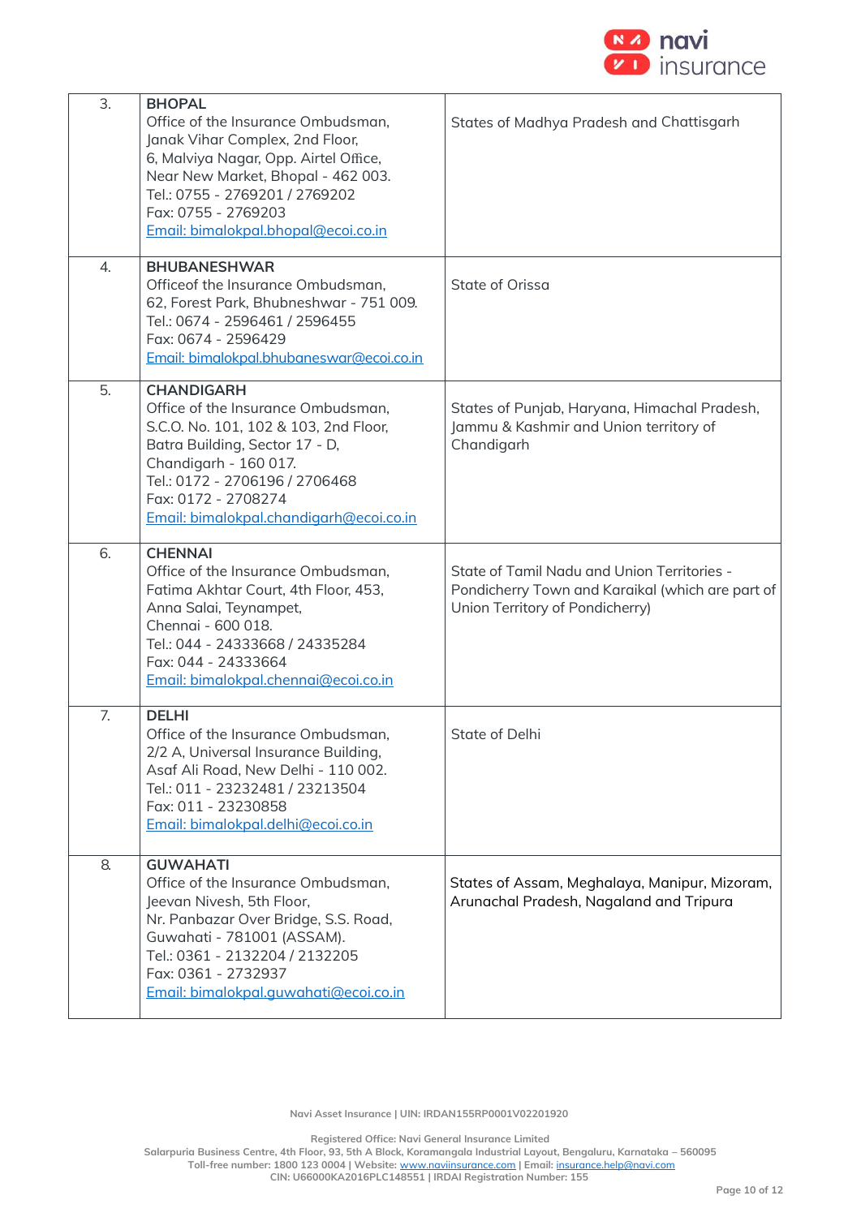| | | |
|---|---|---|
| 3. | **BHOPAL**<br>Office of the Insurance Ombudsman,<br>Janak Vihar Complex, 2nd Floor,<br>6, Malviya Nagar, Opp. Airtel Office,<br>Near New Market, Bhopal - 462 003.<br>Tel.: 0755 - 2769201 / 2769202<br>Fax: 0755 - 2769203<br>Email: bimalokpal.bhopal@ecoi.co.in | States of Madhya Pradesh and Chattisgarh |
| 4. | **BHUBANESHWAR**<br>Officeof the Insurance Ombudsman,<br>62, Forest Park, Bhubneshwar - 751 009.<br>Tel.: 0674 - 2596461 / 2596455<br>Fax: 0674 - 2596429<br>Email: bimalokpal.bhubaneswar@ecoi.co.in | State of Orissa |
| 5. | **CHANDIGARH**<br>Office of the Insurance Ombudsman,<br>S.C.O. No. 101, 102 & 103, 2nd Floor,<br>Batra Building, Sector 17 - D,<br>Chandigarh - 160 017.<br>Tel.: 0172 - 2706196 / 2706468<br>Fax: 0172 - 2708274<br>Email: bimalokpal.chandigarh@ecoi.co.in | States of Punjab, Haryana, Himachal Pradesh, Jammu & Kashmir and Union territory of Chandigarh |
| 6. | **CHENNAI**<br>Office of the Insurance Ombudsman,<br>Fatima Akhtar Court, 4th Floor, 453,<br>Anna Salai, Teynampet,<br>Chennai - 600 018.<br>Tel.: 044 - 24333668 / 24335284<br>Fax: 044 - 24333664<br>Email: bimalokpal.chennai@ecoi.co.in | State of Tamil Nadu and Union Territories - Pondicherry Town and Karaikal (which are part of Union Territory of Pondicherry) |
| 7. | **DELHI**<br>Office of the Insurance Ombudsman,<br>2/2 A, Universal Insurance Building,<br>Asaf Ali Road, New Delhi - 110 002.<br>Tel.: 011 - 23232481 / 23213504<br>Fax: 011 - 23230858<br>Email: bimalokpal.delhi@ecoi.co.in | State of Delhi |
| 8. | **GUWAHATI**<br>Office of the Insurance Ombudsman,<br>Jeevan Nivesh, 5th Floor,<br>Nr. Panbazar Over Bridge, S.S. Road,<br>Guwahati - 781001 (ASSAM).<br>Tel.: 0361 - 2132204 / 2132205<br>Fax: 0361 - 2732937<br>Email: bimalokpal.guwahati@ecoi.co.in | States of Assam, Meghalaya, Manipur, Mizoram, Arunachal Pradesh, Nagaland and Tripura |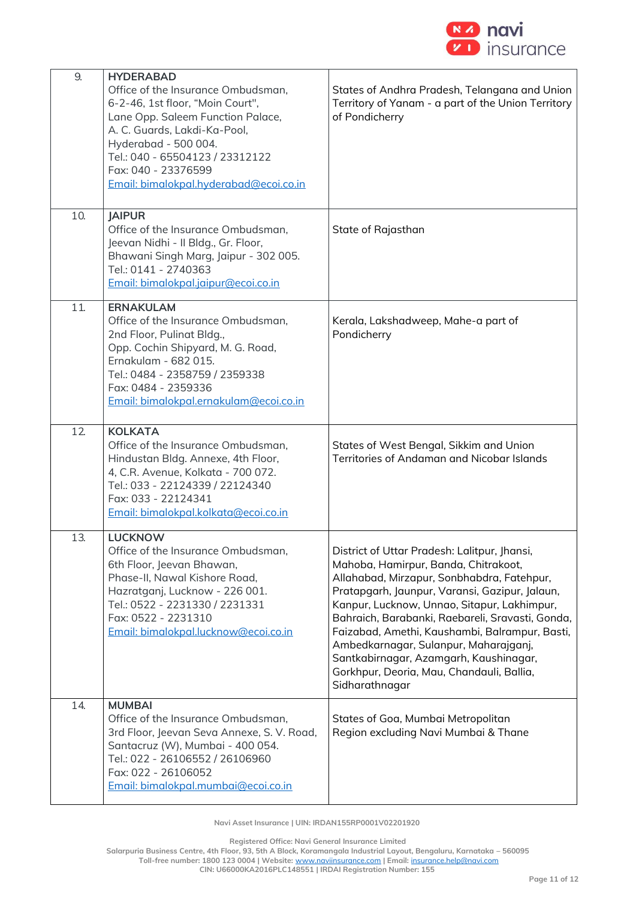| | | |
|---|---|---|
| 9. | **HYDERABAD**<br>Office of the Insurance Ombudsman,<br>6-2-46, 1st floor, "Moin Court",<br>Lane Opp. Saleem Function Palace,<br>A. C. Guards, Lakdi-Ka-Pool,<br>Hyderabad - 500 004.<br>Tel.: 040 - 65504123 / 23312122<br>Fax: 040 - 23376599<br>Email: bimalokpal.hyderabad@ecoi.co.in | States of Andhra Pradesh, Telangana and Union Territory of Yanam - a part of the Union Territory of Pondicherry |
| 10. | **JAIPUR**<br>Office of the Insurance Ombudsman,<br>Jeevan Nidhi - II Bldg., Gr. Floor,<br>Bhawani Singh Marg, Jaipur - 302 005.<br>Tel.: 0141 - 2740363<br>Email: bimalokpal.jaipur@ecoi.co.in | State of Rajasthan |
| 11. | **ERNAKULAM**<br>Office of the Insurance Ombudsman,<br>2nd Floor, Pulinat Bldg.,<br>Opp. Cochin Shipyard, M. G. Road,<br>Ernakulam - 682 015.<br>Tel.: 0484 - 2358759 / 2359338<br>Fax: 0484 - 2359336<br>Email: bimalokpal.ernakulam@ecoi.co.in | Kerala, Lakshadweep, Mahe-a part of Pondicherry |
| 12. | **KOLKATA**<br>Office of the Insurance Ombudsman,<br>Hindustan Bldg. Annexe, 4th Floor,<br>4, C.R. Avenue, Kolkata - 700 072.<br>Tel.: 033 - 22124339 / 22124340<br>Fax: 033 - 22124341<br>Email: bimalokpal.kolkata@ecoi.co.in | States of West Bengal, Sikkim and Union Territories of Andaman and Nicobar Islands |
| 13. | **LUCKNOW**<br>Office of the Insurance Ombudsman,<br>6th Floor, Jeevan Bhawan,<br>Phase-II, Nawal Kishore Road,<br>Hazratganj, Lucknow - 226 001.<br>Tel.: 0522 - 2231330 / 2231331<br>Fax: 0522 - 2231310<br>Email: bimalokpal.lucknow@ecoi.co.in | District of Uttar Pradesh: Lalitpur, Jhansi, Mahoba, Hamirpur, Banda, Chitrakoot, Allahabad, Mirzapur, Sonbhabdra, Fatehpur, Pratapgarh, Jaunpur, Varansi, Gazipur, Jalaun, Kanpur, Lucknow, Unnao, Sitapur, Lakhimpur, Bahraich, Barabanki, Raebareli, Sravasti, Gonda, Faizabad, Amethi, Kaushambi, Balrampur, Basti, Ambedkarnagar, Sulanpur, Maharajganj, Santkabirnagar, Azamgarh, Kaushinagar, Gorkhpur, Deoria, Mau, Chandauli, Ballia, Sidharathnagar |
| 14. | **MUMBAI**<br>Office of the Insurance Ombudsman,<br>3rd Floor, Jeevan Seva Annexe, S. V. Road,<br>Santacruz (W), Mumbai - 400 054.<br>Tel.: 022 - 26106552 / 26106960<br>Fax: 022 - 26106052<br>Email: bimalokpal.mumbai@ecoi.co.in | States of Goa, Mumbai Metropolitan Region excluding Navi Mumbai & Thane |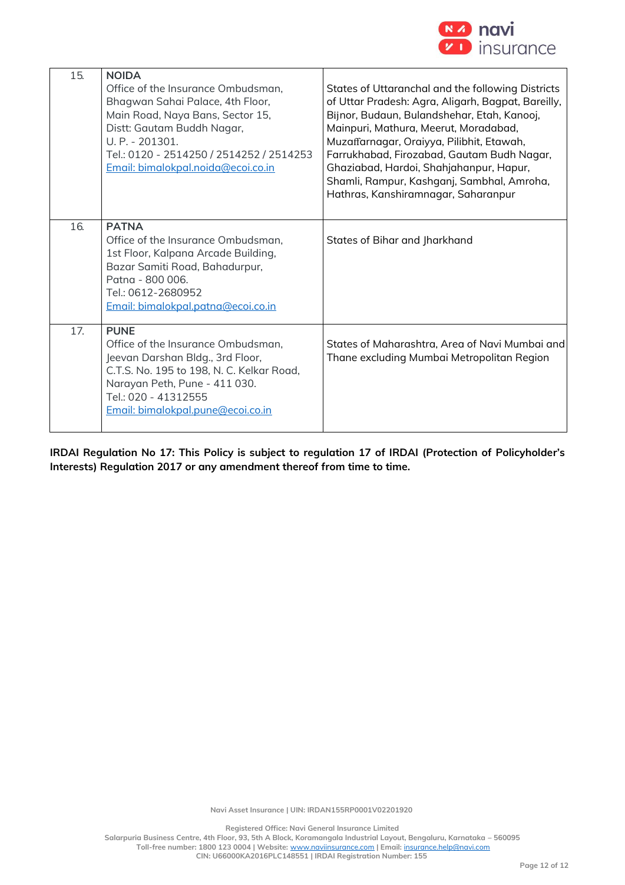| | | |
|---|---|---|
| 15. | **NOIDA**<br>Office of the Insurance Ombudsman,<br>Bhagwan Sahai Palace, 4th Floor,<br>Main Road, Naya Bans, Sector 15,<br>Distt: Gautam Buddh Nagar,<br>U. P. - 201301.<br>Tel.: 0120 - 2514250 / 2514252 / 2514253<br>Email: bimalokpal.noida@ecoi.co.in | States of Uttaranchal and the following Districts of Uttar Pradesh: Agra, Aligarh, Bagpat, Bareilly, Bijnor, Budaun, Bulandshehar, Etah, Kanooj, Mainpuri, Mathura, Meerut, Moradabad, Muzaffarnagar, Oraiyya, Pilibhit, Etawah, Farrukhabad, Firozabad, Gautam Budh Nagar, Ghaziabad, Hardoi, Shahjahanpur, Hapur, Shamli, Rampur, Kashganj, Sambhal, Amroha, Hathras, Kanshiramnagar, Saharanpur |
| 16. | **PATNA**<br>Office of the Insurance Ombudsman,<br>1st Floor, Kalpana Arcade Building,<br>Bazar Samiti Road, Bahadurpur,<br>Patna - 800 006.<br>Tel.: 0612-2680952<br>Email: bimalokpal.patna@ecoi.co.in | States of Bihar and Jharkhand |
| 17. | **PUNE**<br>Office of the Insurance Ombudsman,<br>Jeevan Darshan Bldg., 3rd Floor,<br>C.T.S. No. 195 to 198, N. C. Kelkar Road,<br>Narayan Peth, Pune - 411 030.<br>Tel.: 020 - 41312555<br>Email: bimalokpal.pune@ecoi.co.in | States of Maharashtra, Area of Navi Mumbai and Thane excluding Mumbai Metropolitan Region |

**IRDAI Regulation No 17: This Policy is subject to regulation 17 of IRDAI (Protection of Policyholder's Interests) Regulation 2017 or any amendment thereof from time to time.**